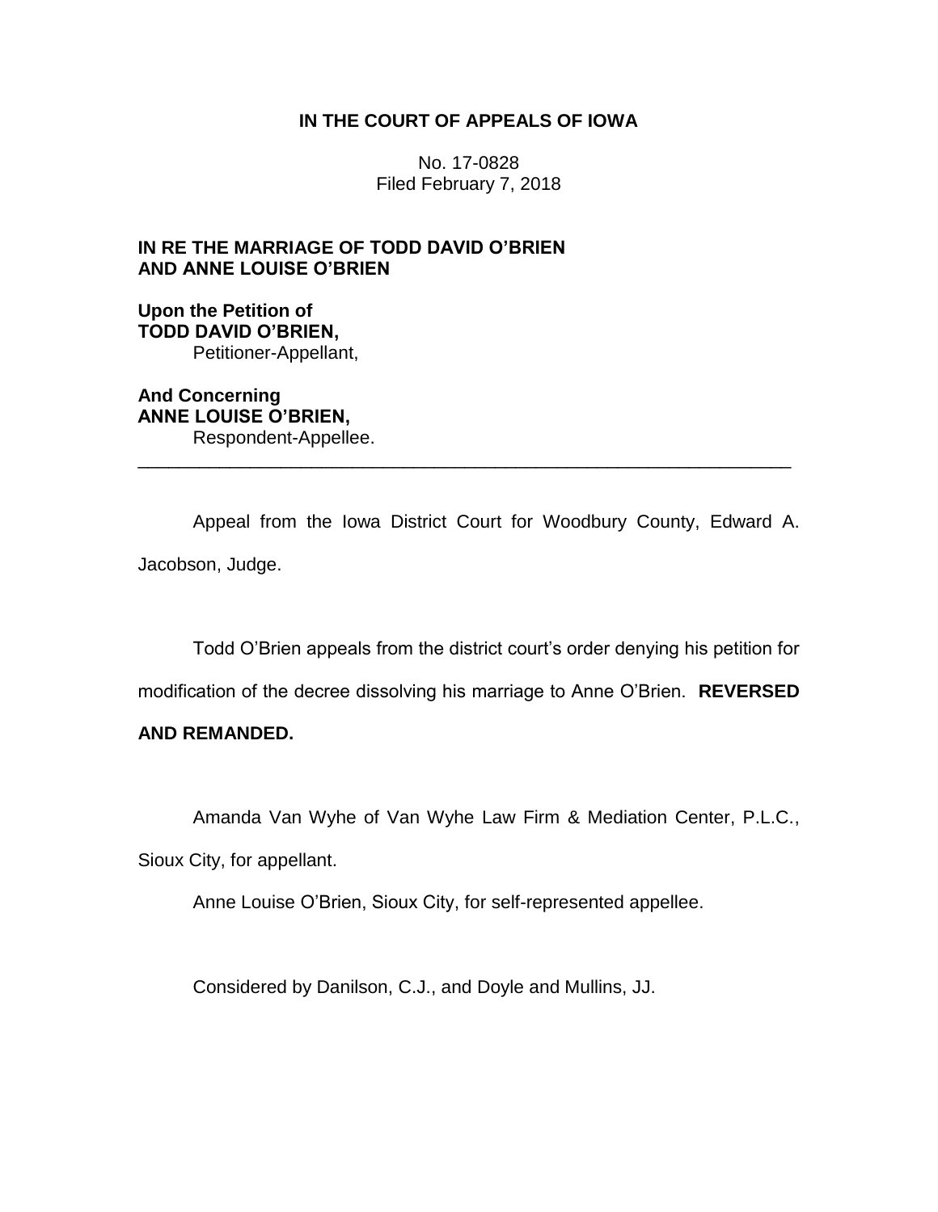**IN THE COURT OF APPEALS OF IOWA**

No. 17-0828
Filed February 7, 2018

**IN RE THE MARRIAGE OF TODD DAVID O'BRIEN AND ANNE LOUISE O'BRIEN**

**Upon the Petition of**
**TODD DAVID O'BRIEN,**
Petitioner-Appellant,

**And Concerning**
**ANNE LOUISE O'BRIEN,**
Respondent-Appellee.

---

Appeal from the Iowa District Court for Woodbury County, Edward A. Jacobson, Judge.

Todd O'Brien appeals from the district court's order denying his petition for modification of the decree dissolving his marriage to Anne O'Brien. **REVERSED AND REMANDED.**

Amanda Van Wyhe of Van Wyhe Law Firm & Mediation Center, P.L.C., Sioux City, for appellant.

Anne Louise O'Brien, Sioux City, for self-represented appellee.

Considered by Danilson, C.J., and Doyle and Mullins, JJ.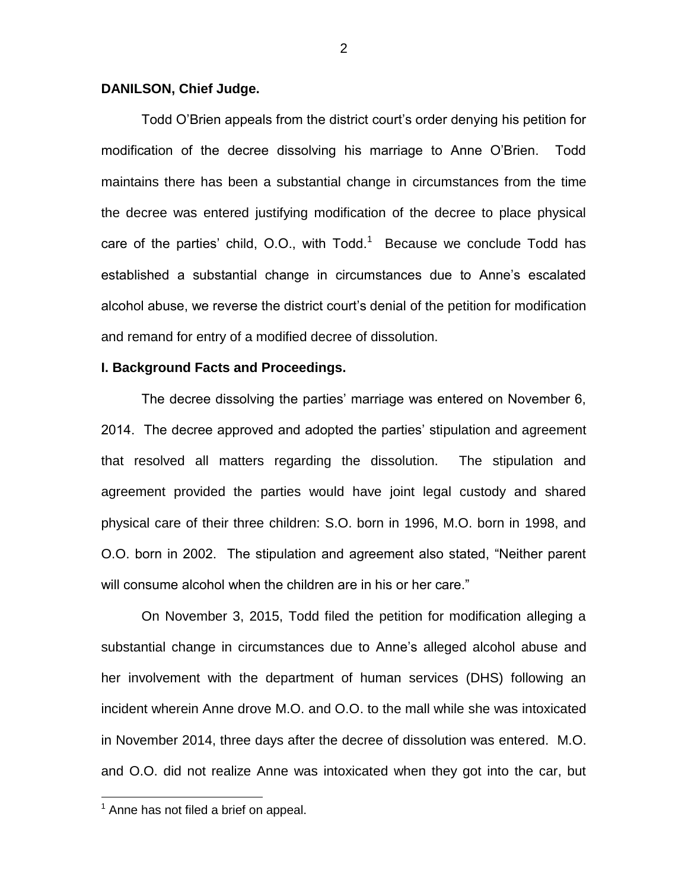**DANILSON, Chief Judge.**

Todd O'Brien appeals from the district court's order denying his petition for modification of the decree dissolving his marriage to Anne O'Brien. Todd maintains there has been a substantial change in circumstances from the time the decree was entered justifying modification of the decree to place physical care of the parties' child, O.O., with Todd.[1] Because we conclude Todd has established a substantial change in circumstances due to Anne's escalated alcohol abuse, we reverse the district court's denial of the petition for modification and remand for entry of a modified decree of dissolution.

**I. Background Facts and Proceedings.**

The decree dissolving the parties' marriage was entered on November 6, 2014. The decree approved and adopted the parties' stipulation and agreement that resolved all matters regarding the dissolution. The stipulation and agreement provided the parties would have joint legal custody and shared physical care of their three children: S.O. born in 1996, M.O. born in 1998, and O.O. born in 2002. The stipulation and agreement also stated, "Neither parent will consume alcohol when the children are in his or her care."

On November 3, 2015, Todd filed the petition for modification alleging a substantial change in circumstances due to Anne's alleged alcohol abuse and her involvement with the department of human services (DHS) following an incident wherein Anne drove M.O. and O.O. to the mall while she was intoxicated in November 2014, three days after the decree of dissolution was entered. M.O. and O.O. did not realize Anne was intoxicated when they got into the car, but

[1] Anne has not filed a brief on appeal.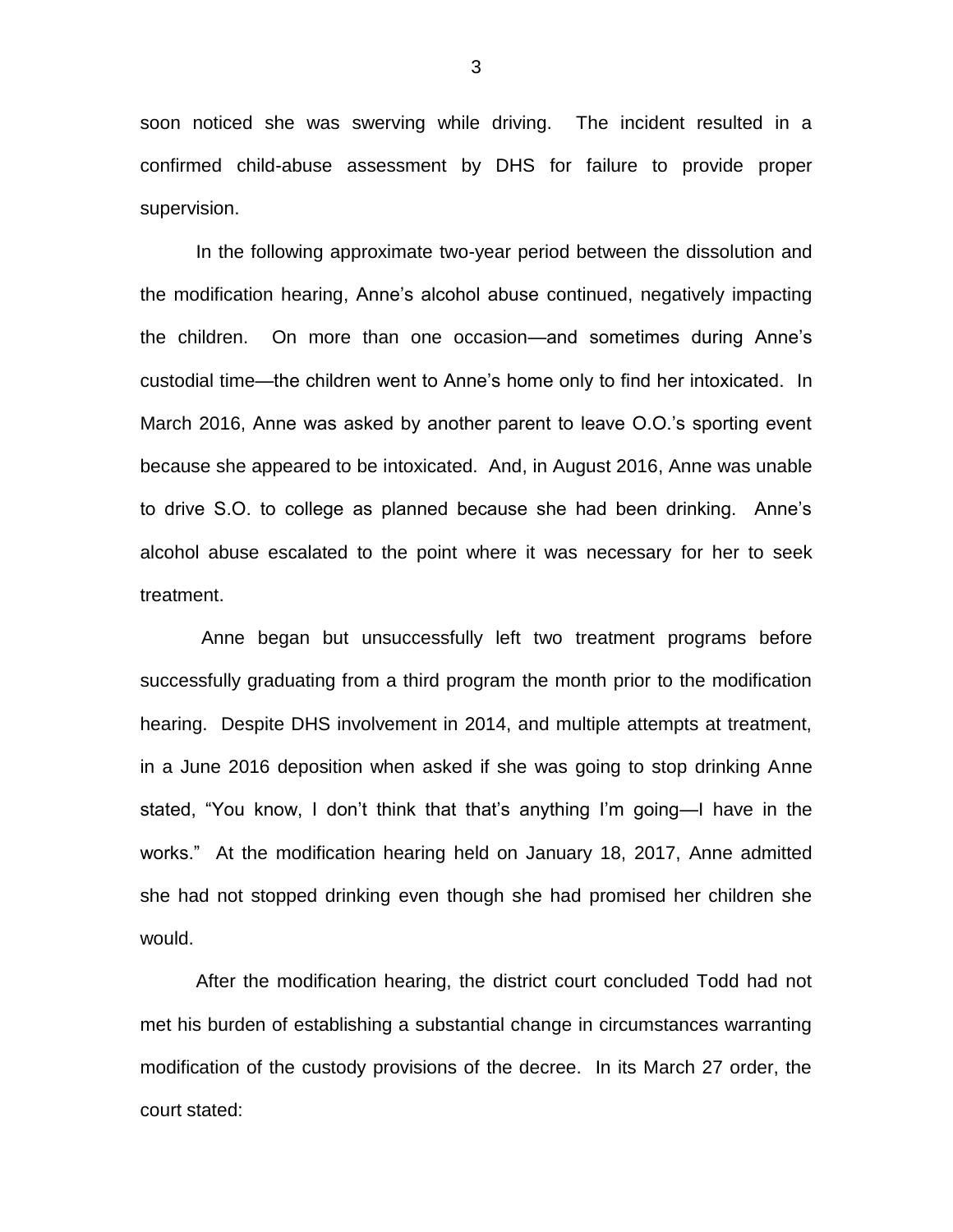soon noticed she was swerving while driving. The incident resulted in a confirmed child-abuse assessment by DHS for failure to provide proper supervision.

In the following approximate two-year period between the dissolution and the modification hearing, Anne's alcohol abuse continued, negatively impacting the children. On more than one occasion—and sometimes during Anne's custodial time—the children went to Anne's home only to find her intoxicated. In March 2016, Anne was asked by another parent to leave O.O.'s sporting event because she appeared to be intoxicated. And, in August 2016, Anne was unable to drive S.O. to college as planned because she had been drinking. Anne's alcohol abuse escalated to the point where it was necessary for her to seek treatment.

Anne began but unsuccessfully left two treatment programs before successfully graduating from a third program the month prior to the modification hearing. Despite DHS involvement in 2014, and multiple attempts at treatment, in a June 2016 deposition when asked if she was going to stop drinking Anne stated, "You know, I don't think that that's anything I'm going—I have in the works." At the modification hearing held on January 18, 2017, Anne admitted she had not stopped drinking even though she had promised her children she would.

After the modification hearing, the district court concluded Todd had not met his burden of establishing a substantial change in circumstances warranting modification of the custody provisions of the decree. In its March 27 order, the court stated: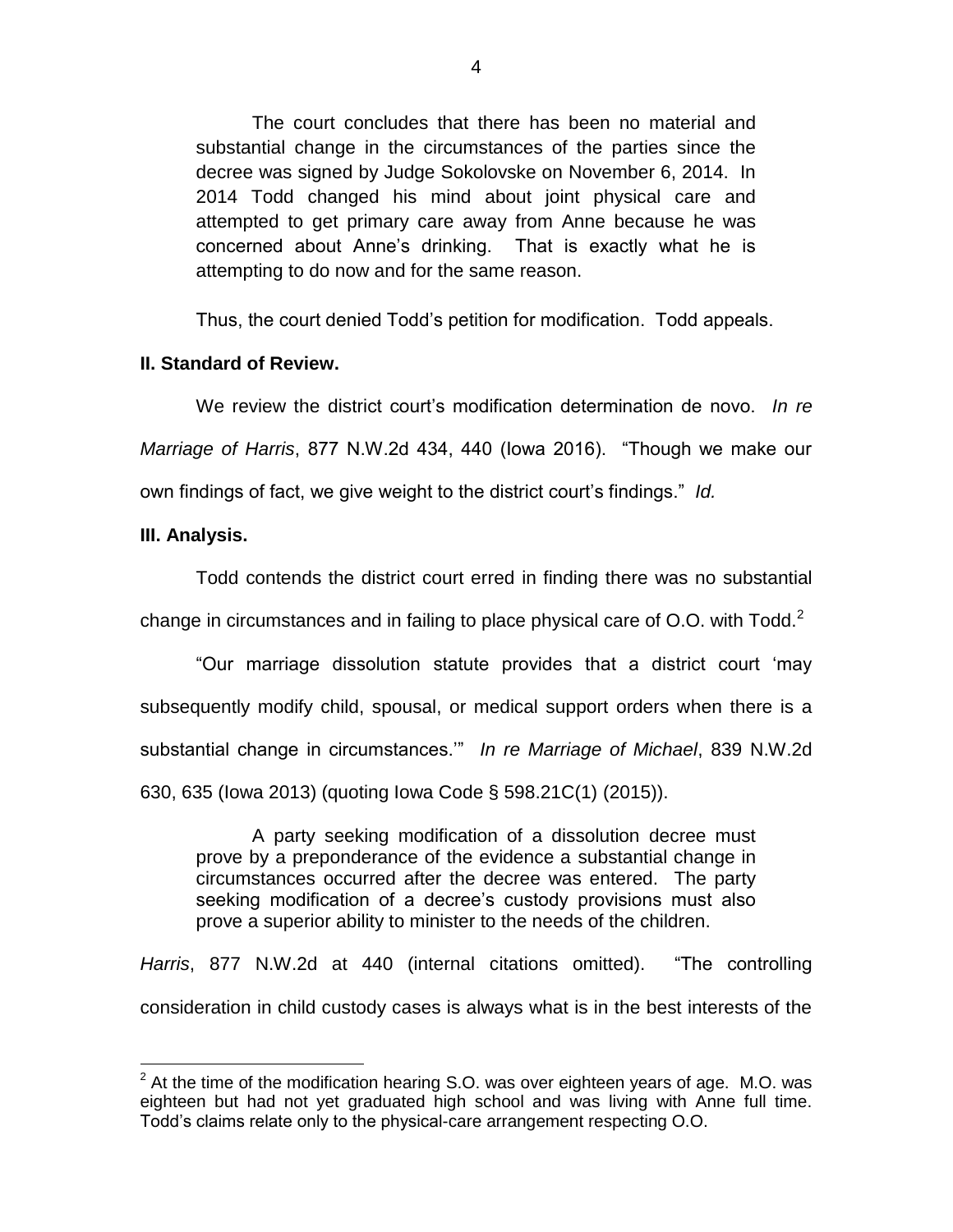> The court concludes that there has been no material and substantial change in the circumstances of the parties since the decree was signed by Judge Sokolovske on November 6, 2014. In 2014 Todd changed his mind about joint physical care and attempted to get primary care away from Anne because he was concerned about Anne's drinking. That is exactly what he is attempting to do now and for the same reason.

Thus, the court denied Todd's petition for modification. Todd appeals.

**II. Standard of Review.**

We review the district court's modification determination de novo. *In re Marriage of Harris*, 877 N.W.2d 434, 440 (Iowa 2016). "Though we make our own findings of fact, we give weight to the district court's findings." *Id.*

**III. Analysis.**

Todd contends the district court erred in finding there was no substantial change in circumstances and in failing to place physical care of O.O. with Todd.[2]

"Our marriage dissolution statute provides that a district court 'may subsequently modify child, spousal, or medical support orders when there is a substantial change in circumstances.'" *In re Marriage of Michael*, 839 N.W.2d 630, 635 (Iowa 2013) (quoting Iowa Code § 598.21C(1) (2015)).

> A party seeking modification of a dissolution decree must prove by a preponderance of the evidence a substantial change in circumstances occurred after the decree was entered. The party seeking modification of a decree's custody provisions must also prove a superior ability to minister to the needs of the children.

*Harris*, 877 N.W.2d at 440 (internal citations omitted). "The controlling consideration in child custody cases is always what is in the best interests of the

---

[2] At the time of the modification hearing S.O. was over eighteen years of age. M.O. was eighteen but had not yet graduated high school and was living with Anne full time. Todd's claims relate only to the physical-care arrangement respecting O.O.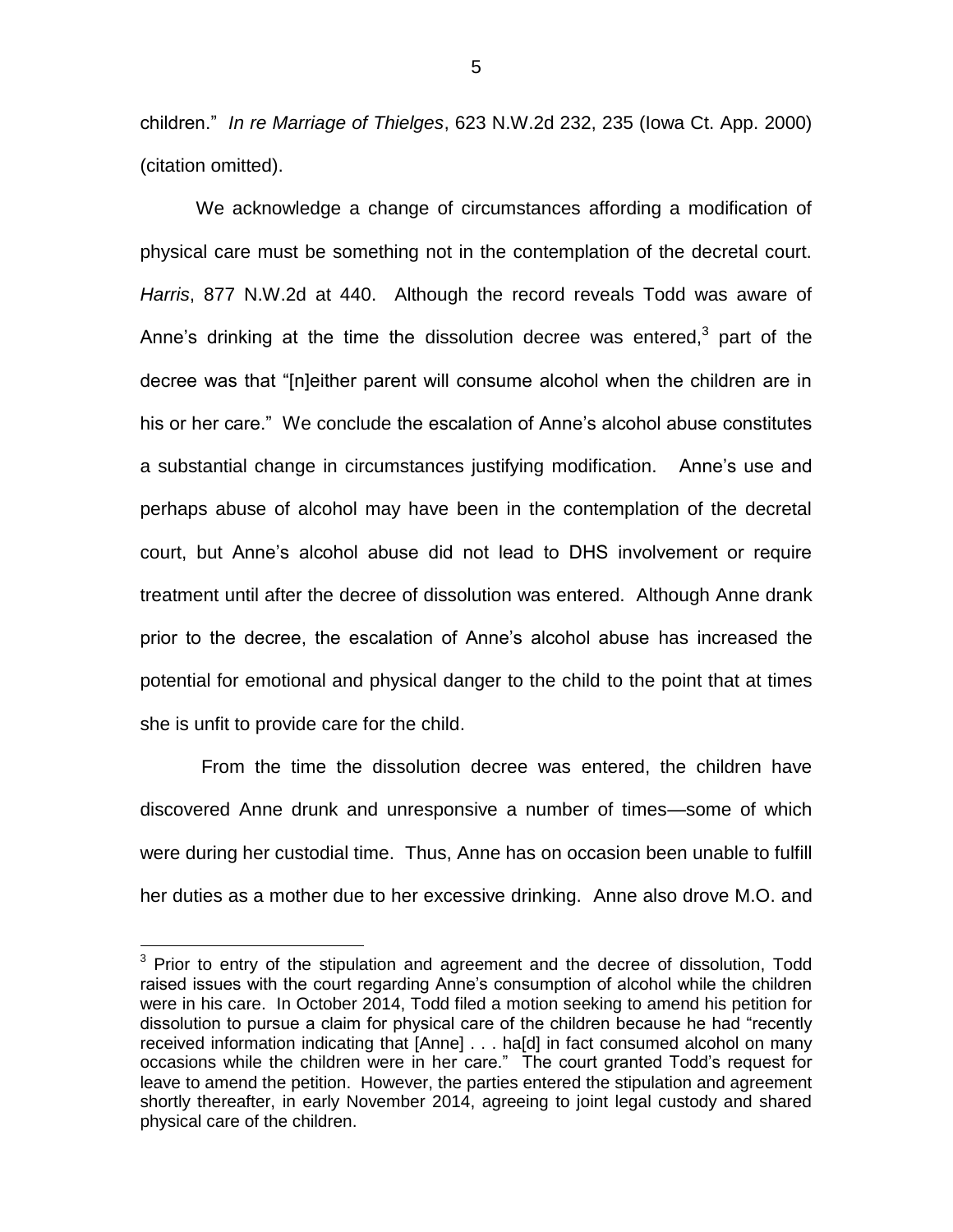children." *In re Marriage of Thielges*, 623 N.W.2d 232, 235 (Iowa Ct. App. 2000) (citation omitted).

We acknowledge a change of circumstances affording a modification of physical care must be something not in the contemplation of the decretal court. *Harris*, 877 N.W.2d at 440. Although the record reveals Todd was aware of Anne's drinking at the time the dissolution decree was entered,[3] part of the decree was that "[n]either parent will consume alcohol when the children are in his or her care." We conclude the escalation of Anne's alcohol abuse constitutes a substantial change in circumstances justifying modification. Anne's use and perhaps abuse of alcohol may have been in the contemplation of the decretal court, but Anne's alcohol abuse did not lead to DHS involvement or require treatment until after the decree of dissolution was entered. Although Anne drank prior to the decree, the escalation of Anne's alcohol abuse has increased the potential for emotional and physical danger to the child to the point that at times she is unfit to provide care for the child.

From the time the dissolution decree was entered, the children have discovered Anne drunk and unresponsive a number of times—some of which were during her custodial time. Thus, Anne has on occasion been unable to fulfill her duties as a mother due to her excessive drinking. Anne also drove M.O. and

[3] Prior to entry of the stipulation and agreement and the decree of dissolution, Todd raised issues with the court regarding Anne's consumption of alcohol while the children were in his care. In October 2014, Todd filed a motion seeking to amend his petition for dissolution to pursue a claim for physical care of the children because he had "recently received information indicating that [Anne] . . . ha[d] in fact consumed alcohol on many occasions while the children were in her care." The court granted Todd's request for leave to amend the petition. However, the parties entered the stipulation and agreement shortly thereafter, in early November 2014, agreeing to joint legal custody and shared physical care of the children.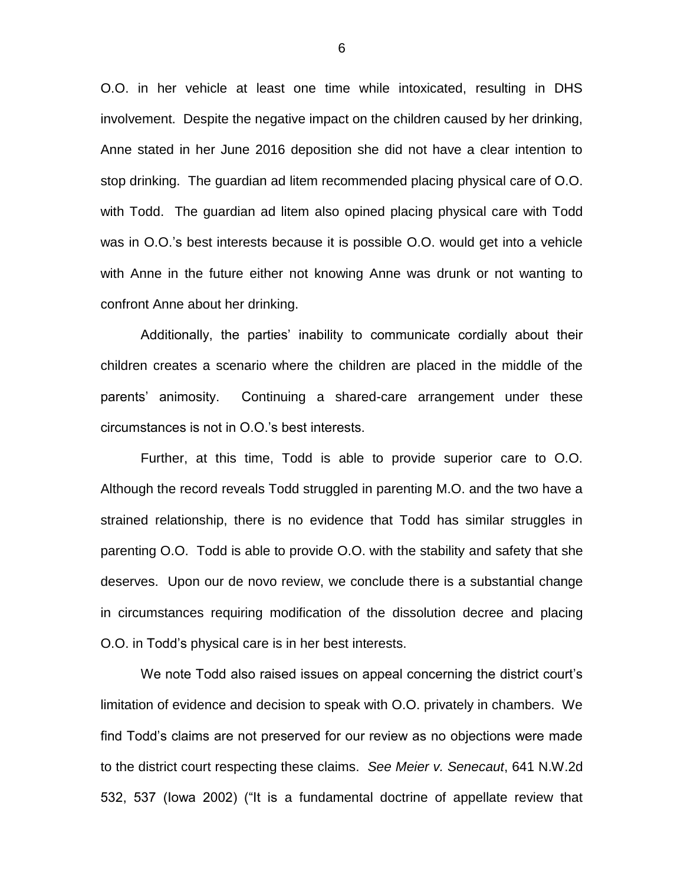O.O. in her vehicle at least one time while intoxicated, resulting in DHS involvement. Despite the negative impact on the children caused by her drinking, Anne stated in her June 2016 deposition she did not have a clear intention to stop drinking. The guardian ad litem recommended placing physical care of O.O. with Todd. The guardian ad litem also opined placing physical care with Todd was in O.O.'s best interests because it is possible O.O. would get into a vehicle with Anne in the future either not knowing Anne was drunk or not wanting to confront Anne about her drinking.

Additionally, the parties' inability to communicate cordially about their children creates a scenario where the children are placed in the middle of the parents' animosity. Continuing a shared-care arrangement under these circumstances is not in O.O.'s best interests.

Further, at this time, Todd is able to provide superior care to O.O. Although the record reveals Todd struggled in parenting M.O. and the two have a strained relationship, there is no evidence that Todd has similar struggles in parenting O.O. Todd is able to provide O.O. with the stability and safety that she deserves. Upon our de novo review, we conclude there is a substantial change in circumstances requiring modification of the dissolution decree and placing O.O. in Todd's physical care is in her best interests.

We note Todd also raised issues on appeal concerning the district court's limitation of evidence and decision to speak with O.O. privately in chambers. We find Todd's claims are not preserved for our review as no objections were made to the district court respecting these claims. *See Meier v. Senecaut*, 641 N.W.2d 532, 537 (Iowa 2002) ("It is a fundamental doctrine of appellate review that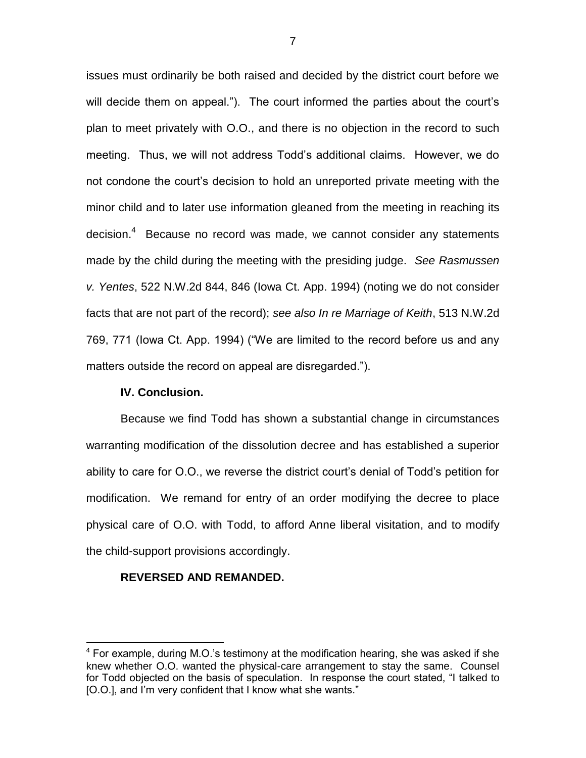issues must ordinarily be both raised and decided by the district court before we will decide them on appeal."). The court informed the parties about the court's plan to meet privately with O.O., and there is no objection in the record to such meeting. Thus, we will not address Todd's additional claims. However, we do not condone the court's decision to hold an unreported private meeting with the minor child and to later use information gleaned from the meeting in reaching its decision.[4] Because no record was made, we cannot consider any statements made by the child during the meeting with the presiding judge. *See Rasmussen v. Yentes*, 522 N.W.2d 844, 846 (Iowa Ct. App. 1994) (noting we do not consider facts that are not part of the record); *see also In re Marriage of Keith*, 513 N.W.2d 769, 771 (Iowa Ct. App. 1994) ("We are limited to the record before us and any matters outside the record on appeal are disregarded.").

**IV. Conclusion.**

Because we find Todd has shown a substantial change in circumstances warranting modification of the dissolution decree and has established a superior ability to care for O.O., we reverse the district court's denial of Todd's petition for modification. We remand for entry of an order modifying the decree to place physical care of O.O. with Todd, to afford Anne liberal visitation, and to modify the child-support provisions accordingly.

**REVERSED AND REMANDED.**

---

[4] For example, during M.O.'s testimony at the modification hearing, she was asked if she knew whether O.O. wanted the physical-care arrangement to stay the same. Counsel for Todd objected on the basis of speculation. In response the court stated, "I talked to [O.O.], and I'm very confident that I know what she wants."